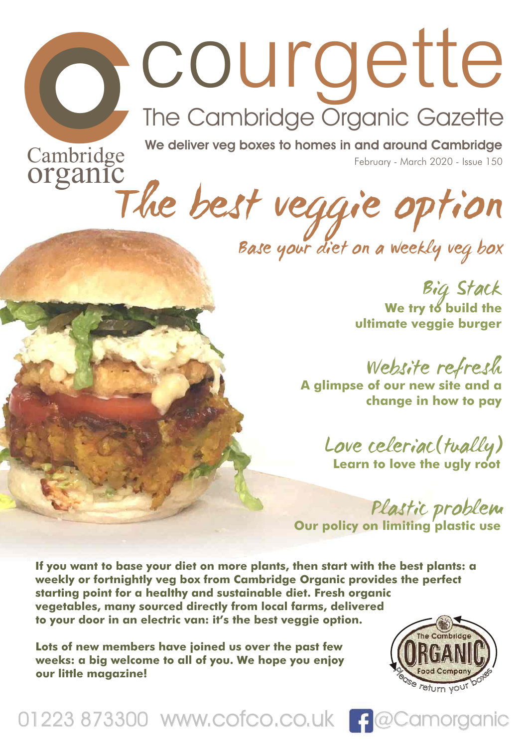# courgette

## The Cambridge Organic Gazette

Cambridge organic

**We deliver veg boxes to homes in and around Cambridge**

February - March 2020 - Issue 150

# The best veggie option

## Base your diet on a weekly veg box

### Big Stack

**We try to build the ultimate veggie burger**

### Website refresh

**A glimpse of our new site and a change in how to pay**

### Love celeriac(tually)

**Learn to love the ugly root**

### Plastic problem

**Our policy on limiting plastic use**

**If you want to base your diet on more plants, then start with the best plants: a weekly or fortnightly veg box from Cambridge Organic provides the perfect starting point for a healthy and sustainable diet. Fresh organic vegetables, many sourced directly from local farms, delivered to your door in an electric van: it's the best veggie option.**

**Lots of new members have joined us over the past few weeks: a big welcome to all of you. We hope you enjoy our little magazine!**

The Cambridge ORGANIC Food Company — Please return your boxes

01223 873300 www.cofco.co.uk @Camorganic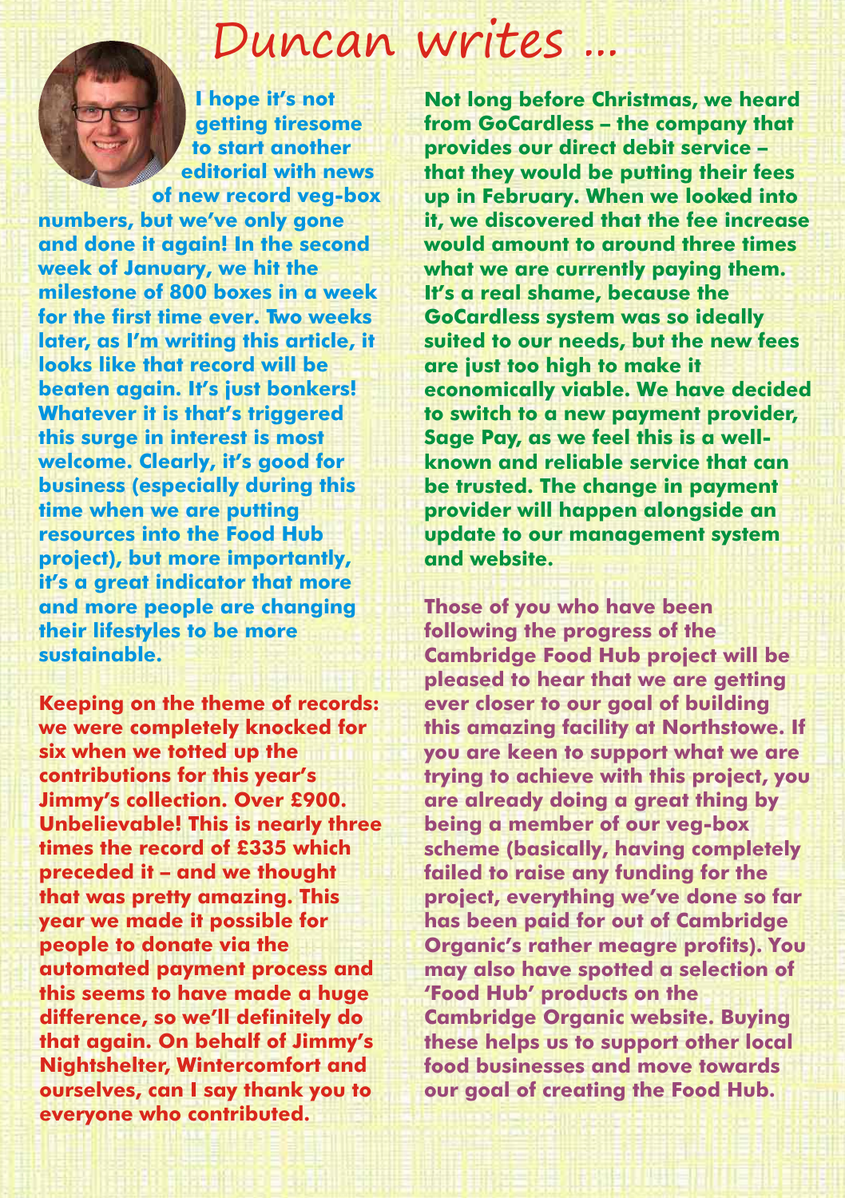# Duncan writes ...

I hope it's not getting tiresome to start another editorial with news of new record veg-box numbers, but we've only gone and done it again! In the second week of January, we hit the milestone of 800 boxes in a week for the first time ever. Two weeks later, as I'm writing this article, it looks like that record will be beaten again. It's just bonkers! Whatever it is that's triggered this surge in interest is most welcome. Clearly, it's good for business (especially during this time when we are putting resources into the Food Hub project), but more importantly, it's a great indicator that more and more people are changing their lifestyles to be more sustainable.

Keeping on the theme of records: we were completely knocked for six when we totted up the contributions for this year's Jimmy's collection. Over £900. Unbelievable! This is nearly three times the record of £335 which preceded it – and we thought that was pretty amazing. This year we made it possible for people to donate via the automated payment process and this seems to have made a huge difference, so we'll definitely do that again. On behalf of Jimmy's Nightshelter, Wintercomfort and ourselves, can I say thank you to everyone who contributed.

Not long before Christmas, we heard from GoCardless – the company that provides our direct debit service – that they would be putting their fees up in February. When we looked into it, we discovered that the fee increase would amount to around three times what we are currently paying them. It's a real shame, because the GoCardless system was so ideally suited to our needs, but the new fees are just too high to make it economically viable. We have decided to switch to a new payment provider, Sage Pay, as we feel this is a well-known and reliable service that can be trusted. The change in payment provider will happen alongside an update to our management system and website.

Those of you who have been following the progress of the Cambridge Food Hub project will be pleased to hear that we are getting ever closer to our goal of building this amazing facility at Northstowe. If you are keen to support what we are trying to achieve with this project, you are already doing a great thing by being a member of our veg-box scheme (basically, having completely failed to raise any funding for the project, everything we've done so far has been paid for out of Cambridge Organic's rather meagre profits). You may also have spotted a selection of 'Food Hub' products on the Cambridge Organic website. Buying these helps us to support other local food businesses and move towards our goal of creating the Food Hub.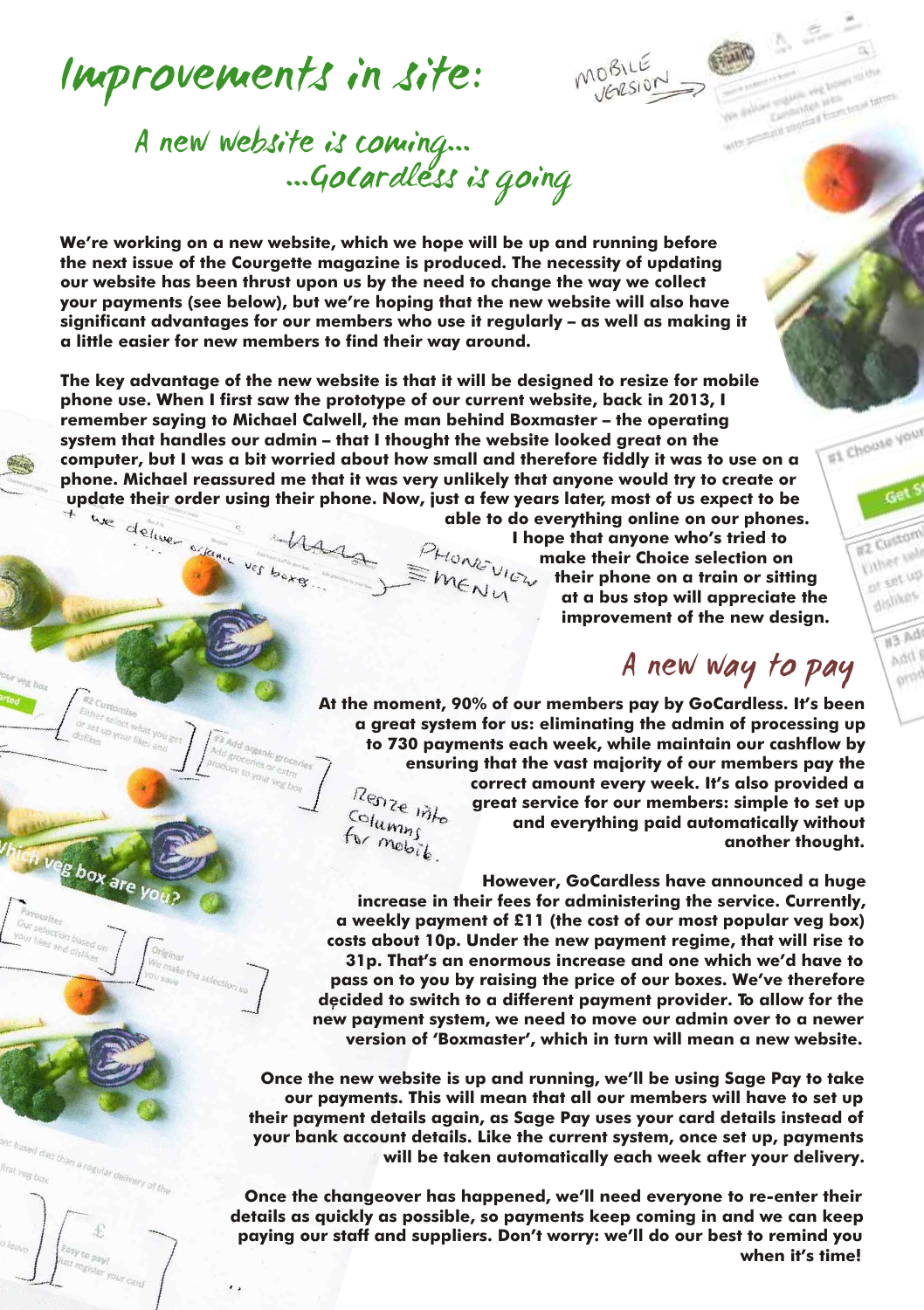# Improvements in site:

## A new website is coming... ...GoCardless is going

**We're working on a new website, which we hope will be up and running before the next issue of the Courgette magazine is produced. The necessity of updating our website has been thrust upon us by the need to change the way we collect your payments (see below), but we're hoping that the new website will also have significant advantages for our members who use it regularly – as well as making it a little easier for new members to find their way around.**

**The key advantage of the new website is that it will be designed to resize for mobile phone use. When I first saw the prototype of our current website, back in 2013, I remember saying to Michael Calwell, the man behind Boxmaster – the operating system that handles our admin – that I thought the website looked great on the computer, but I was a bit worried about how small and therefore fiddly it was to use on a phone. Michael reassured me that it was very unlikely that anyone would try to create or update their order using their phone. Now, just a few years later, most of us expect to be able to do everything online on our phones. I hope that anyone who's tried to make their Choice selection on their phone on a train or sitting at a bus stop will appreciate the improvement of the new design.**

## A new way to pay

**At the moment, 90% of our members pay by GoCardless. It's been a great system for us: eliminating the admin of processing up to 730 payments each week, while maintain our cashflow by ensuring that the vast majority of our members pay the correct amount every week. It's also provided a great service for our members: simple to set up and everything paid automatically without another thought.**

**However, GoCardless have announced a huge increase in their fees for administering the service. Currently, a weekly payment of £11 (the cost of our most popular veg box) costs about 10p. Under the new payment regime, that will rise to 31p. That's an enormous increase and one which we'd have to pass on to you by raising the price of our boxes. We've therefore decided to switch to a different payment provider. To allow for the new payment system, we need to move our admin over to a newer version of 'Boxmaster', which in turn will mean a new website.**

**Once the new website is up and running, we'll be using Sage Pay to take our payments. This will mean that all our members will have to set up their payment details again, as Sage Pay uses your card details instead of your bank account details. Like the current system, once set up, payments will be taken automatically each week after your delivery.**

**Once the changeover has happened, we'll need everyone to re-enter their details as quickly as possible, so payments keep coming in and we can keep paying our staff and suppliers. Don't worry: we'll do our best to remind you when it's time!**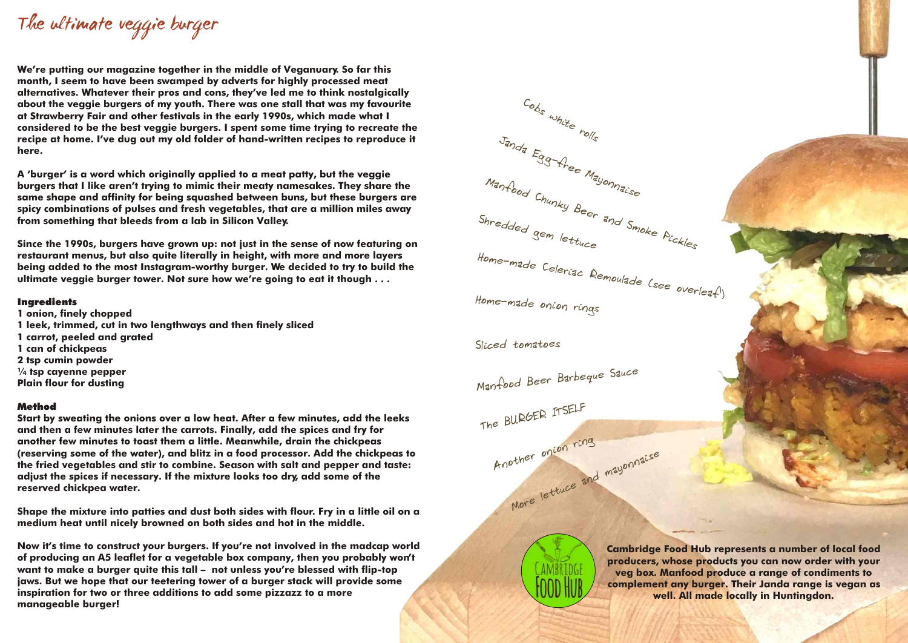# The ultimate veggie burger

**We're putting our magazine together in the middle of Veganuary. So far this month, I seem to have been swamped by adverts for highly processed meat alternatives. Whatever their pros and cons, they've led me to think nostalgically about the veggie burgers of my youth. There was one stall that was my favourite at Strawberry Fair and other festivals in the early 1990s, which made what I considered to be the best veggie burgers. I spent some time trying to recreate the recipe at home. I've dug out my old folder of hand-written recipes to reproduce it here.**

**A 'burger' is a word which originally applied to a meat patty, but the veggie burgers that I like aren't trying to mimic their meaty namesakes. They share the same shape and affinity for being squashed between buns, but these burgers are spicy combinations of pulses and fresh vegetables, that are a million miles away from something that bleeds from a lab in Silicon Valley.**

**Since the 1990s, burgers have grown up: not just in the sense of now featuring on restaurant menus, but also quite literally in height, with more and more layers being added to the most Instagram-worthy burger. We decided to try to build the ultimate veggie burger tower. Not sure how we're going to eat it though . . .**

### Ingredients

**1 onion, finely chopped**
**1 leek, trimmed, cut in two lengthways and then finely sliced**
**1 carrot, peeled and grated**
**1 can of chickpeas**
**2 tsp cumin powder**
**¼ tsp cayenne pepper**
**Plain flour for dusting**

### Method

**Start by sweating the onions over a low heat. After a few minutes, add the leeks and then a few minutes later the carrots. Finally, add the spices and fry for another few minutes to toast them a little. Meanwhile, drain the chickpeas (reserving some of the water), and blitz in a food processor. Add the chickpeas to the fried vegetables and stir to combine. Season with salt and pepper and taste: adjust the spices if necessary. If the mixture looks too dry, add some of the reserved chickpea water.**

**Shape the mixture into patties and dust both sides with flour. Fry in a little oil on a medium heat until nicely browned on both sides and hot in the middle.**

**Now it's time to construct your burgers. If you're not involved in the madcap world of producing an A5 leaflet for a vegetable box company, then you probably won't want to make a burger quite this tall – not unless you're blessed with flip-top jaws. But we hope that our teetering tower of a burger stack will provide some inspiration for two or three additions to add some pizzazz to a more manageable burger!**

Cobs white rolls
Janda Egg-free Mayonnaise
Manfood Chunky Beer and Smoke Pickles
Shredded gem lettuce
Home-made Celeriac Remoulade (see overleaf)
Home-made onion rings
Sliced tomatoes
Manfood Beer Barbeque Sauce
The BURGER ITSELF
Another onion ring
More lettuce and mayonnaise

CAMBRIDGE FOOD HUB

**Cambridge Food Hub represents a number of local food producers, whose products you can now order with your veg box. Manfood produce a range of condiments to complement any burger. Their Janda range is vegan as well. All made locally in Huntingdon.**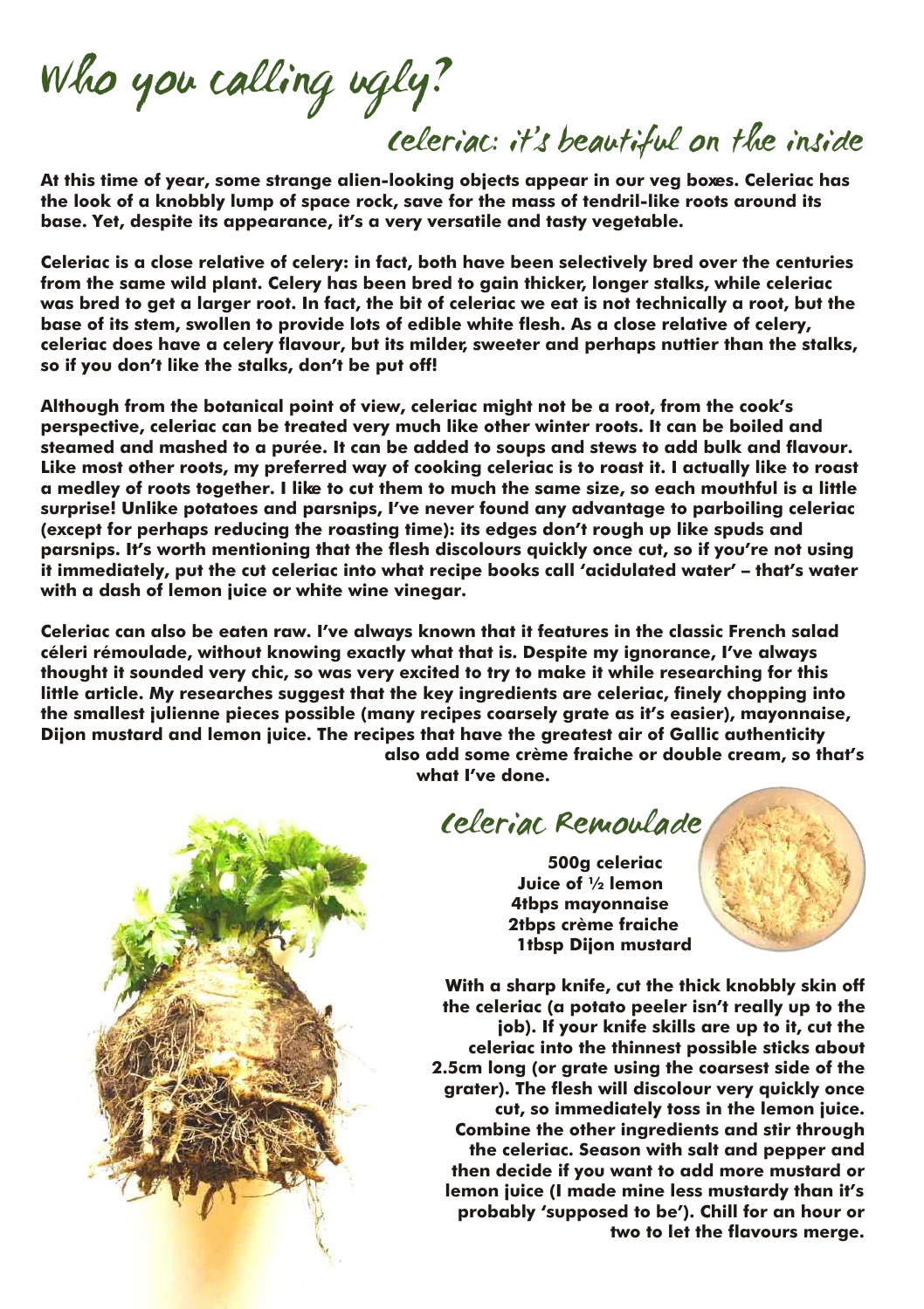# Who you calling ugly?

## Celeriac: it's beautiful on the inside

**At this time of year, some strange alien-looking objects appear in our veg boxes. Celeriac has the look of a knobbly lump of space rock, save for the mass of tendril-like roots around its base. Yet, despite its appearance, it's a very versatile and tasty vegetable.**

**Celeriac is a close relative of celery: in fact, both have been selectively bred over the centuries from the same wild plant. Celery has been bred to gain thicker, longer stalks, while celeriac was bred to get a larger root. In fact, the bit of celeriac we eat is not technically a root, but the base of its stem, swollen to provide lots of edible white flesh. As a close relative of celery, celeriac does have a celery flavour, but its milder, sweeter and perhaps nuttier than the stalks, so if you don't like the stalks, don't be put off!**

**Although from the botanical point of view, celeriac might not be a root, from the cook's perspective, celeriac can be treated very much like other winter roots. It can be boiled and steamed and mashed to a purée. It can be added to soups and stews to add bulk and flavour. Like most other roots, my preferred way of cooking celeriac is to roast it. I actually like to roast a medley of roots together. I like to cut them to much the same size, so each mouthful is a little surprise! Unlike potatoes and parsnips, I've never found any advantage to parboiling celeriac (except for perhaps reducing the roasting time): its edges don't rough up like spuds and parsnips. It's worth mentioning that the flesh discolours quickly once cut, so if you're not using it immediately, put the cut celeriac into what recipe books call 'acidulated water' – that's water with a dash of lemon juice or white wine vinegar.**

**Celeriac can also be eaten raw. I've always known that it features in the classic French salad céleri rémoulade, without knowing exactly what that is. Despite my ignorance, I've always thought it sounded very chic, so was very excited to try to make it while researching for this little article. My researches suggest that the key ingredients are celeriac, finely chopping into the smallest julienne pieces possible (many recipes coarsely grate as it's easier), mayonnaise, Dijon mustard and lemon juice. The recipes that have the greatest air of Gallic authenticity also add some crème fraiche or double cream, so that's what I've done.**

## Celeriac Remoulade

**500g celeriac**
**Juice of ½ lemon**
**4tbps mayonnaise**
**2tbps crème fraiche**
**1tbsp Dijon mustard**

**With a sharp knife, cut the thick knobbly skin off the celeriac (a potato peeler isn't really up to the job). If your knife skills are up to it, cut the celeriac into the thinnest possible sticks about 2.5cm long (or grate using the coarsest side of the grater). The flesh will discolour very quickly once cut, so immediately toss in the lemon juice. Combine the other ingredients and stir through the celeriac. Season with salt and pepper and then decide if you want to add more mustard or lemon juice (I made mine less mustardy than it's probably 'supposed to be'). Chill for an hour or two to let the flavours merge.**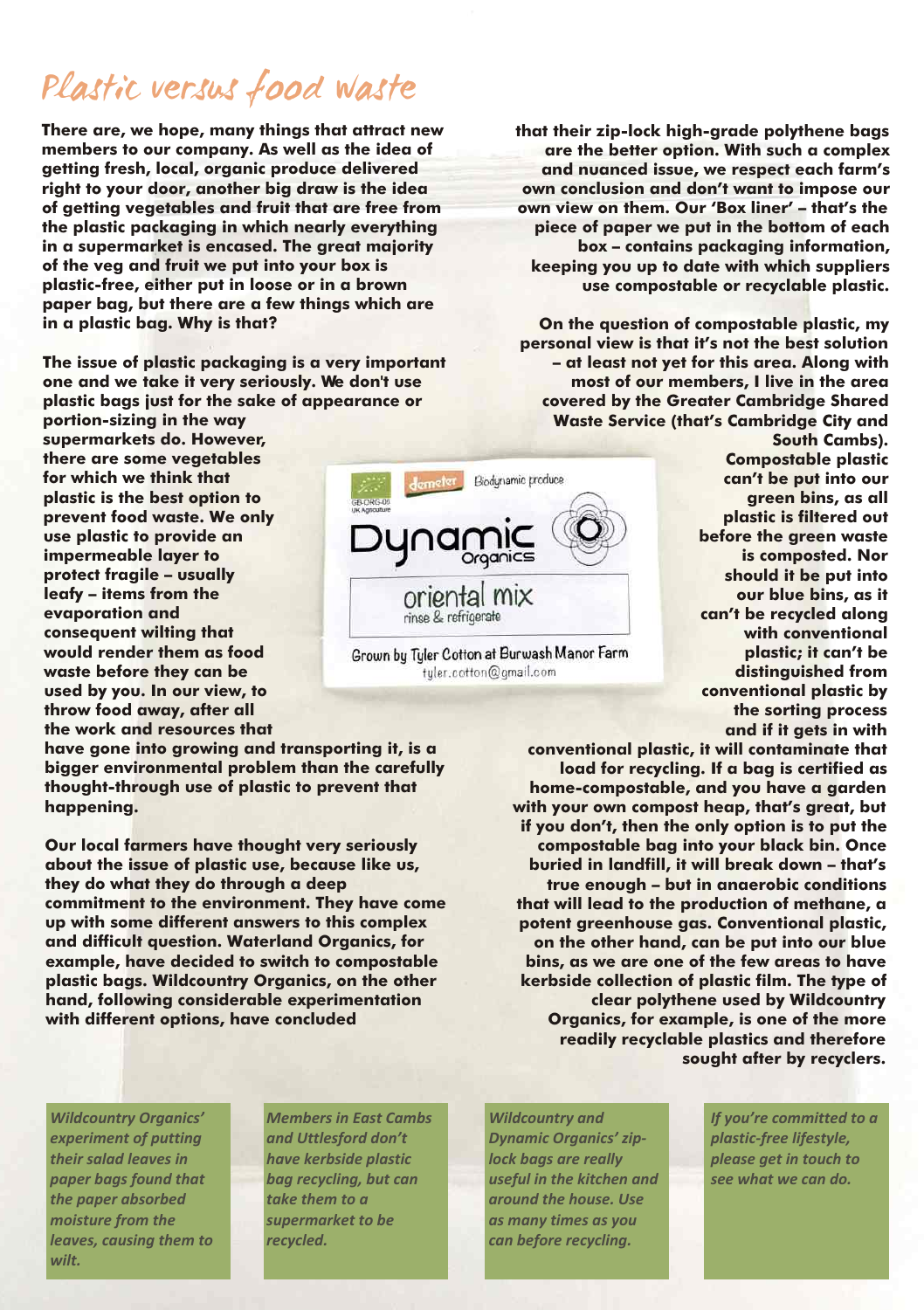# Plastic versus food waste

**There are, we hope, many things that attract new members to our company. As well as the idea of getting fresh, local, organic produce delivered right to your door, another big draw is the idea of getting vegetables and fruit that are free from the plastic packaging in which nearly everything in a supermarket is encased. The great majority of the veg and fruit we put into your box is plastic-free, either put in loose or in a brown paper bag, but there are a few things which are in a plastic bag. Why is that?**

**The issue of plastic packaging is a very important one and we take it very seriously. We don't use plastic bags just for the sake of appearance or portion-sizing in the way supermarkets do. However, there are some vegetables for which we think that plastic is the best option to prevent food waste. We only use plastic to provide an impermeable layer to protect fragile – usually leafy – items from the evaporation and consequent wilting that would render them as food waste before they can be used by you. In our view, to throw food away, after all the work and resources that have gone into growing and transporting it, is a bigger environmental problem than the carefully thought-through use of plastic to prevent that happening.**

demeter Biodynamic produce
GB-ORG-05 UK Agriculture
Dynamic Organics
oriental mix
rinse & refrigerate
Grown by Tyler Cotton at Burwash Manor Farm
tyler.cotton@gmail.com

**Our local farmers have thought very seriously about the issue of plastic use, because like us, they do what they do through a deep commitment to the environment. They have come up with some different answers to this complex and difficult question. Waterland Organics, for example, have decided to switch to compostable plastic bags. Wildcountry Organics, on the other hand, following considerable experimentation with different options, have concluded that their zip-lock high-grade polythene bags are the better option. With such a complex and nuanced issue, we respect each farm's own conclusion and don't want to impose our own view on them. Our 'Box liner' – that's the piece of paper we put in the bottom of each box – contains packaging information, keeping you up to date with which suppliers use compostable or recyclable plastic.**

**On the question of compostable plastic, my personal view is that it's not the best solution – at least not yet for this area. Along with most of our members, I live in the area covered by the Greater Cambridge Shared Waste Service (that's Cambridge City and South Cambs). Compostable plastic can't be put into our green bins, as all plastic is filtered out before the green waste is composted. Nor should it be put into our blue bins, as it can't be recycled along with conventional plastic; it can't be distinguished from conventional plastic by the sorting process and if it gets in with conventional plastic, it will contaminate that load for recycling. If a bag is certified as home-compostable, and you have a garden with your own compost heap, that's great, but if you don't, then the only option is to put the compostable bag into your black bin. Once buried in landfill, it will break down – that's true enough – but in anaerobic conditions that will lead to the production of methane, a potent greenhouse gas. Conventional plastic, on the other hand, can be put into our blue bins, as we are one of the few areas to have kerbside collection of plastic film. The type of clear polythene used by Wildcountry Organics, for example, is one of the more readily recyclable plastics and therefore sought after by recyclers.**

***Wildcountry Organics' experiment of putting their salad leaves in paper bags found that the paper absorbed moisture from the leaves, causing them to wilt.***

***Members in East Cambs and Uttlesford don't have kerbside plastic bag recycling, but can take them to a supermarket to be recycled.***

***Wildcountry and Dynamic Organics' zip-lock bags are really useful in the kitchen and around the house. Use as many times as you can before recycling.***

***If you're committed to a plastic-free lifestyle, please get in touch to see what we can do.***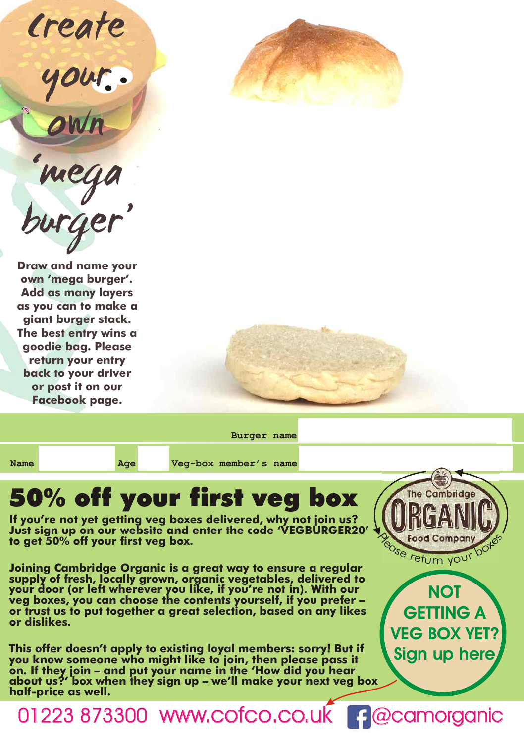# Create your own 'mega burger'

**Draw and name your own 'mega burger'. Add as many layers as you can to make a giant burger stack. The best entry wins a goodie bag. Please return your entry back to your driver or post it on our Facebook page.**

Burger name

Name Age Veg-box member's name

## 50% off your first veg box

**If you're not yet getting veg boxes delivered, why not join us? Just sign up on our website and enter the code 'VEGBURGER20' to get 50% off your first veg box.**

**Joining Cambridge Organic is a great way to ensure a regular supply of fresh, locally grown, organic vegetables, delivered to your door (or left wherever you like, if you're not in). With our veg boxes, you can choose the contents yourself, if you prefer – or trust us to put together a great selection, based on any likes or dislikes.**

**This offer doesn't apply to existing loyal members: sorry! But if you know someone who might like to join, then please pass it on. If they join – and put your name in the 'How did you hear about us?' box when they sign up – we'll make your next veg box half-price as well.**

The Cambridge ORGANIC Food Company

Please return your boxes

**NOT GETTING A VEG BOX YET? Sign up here**

01223 873300 www.cofco.co.uk @camorganic